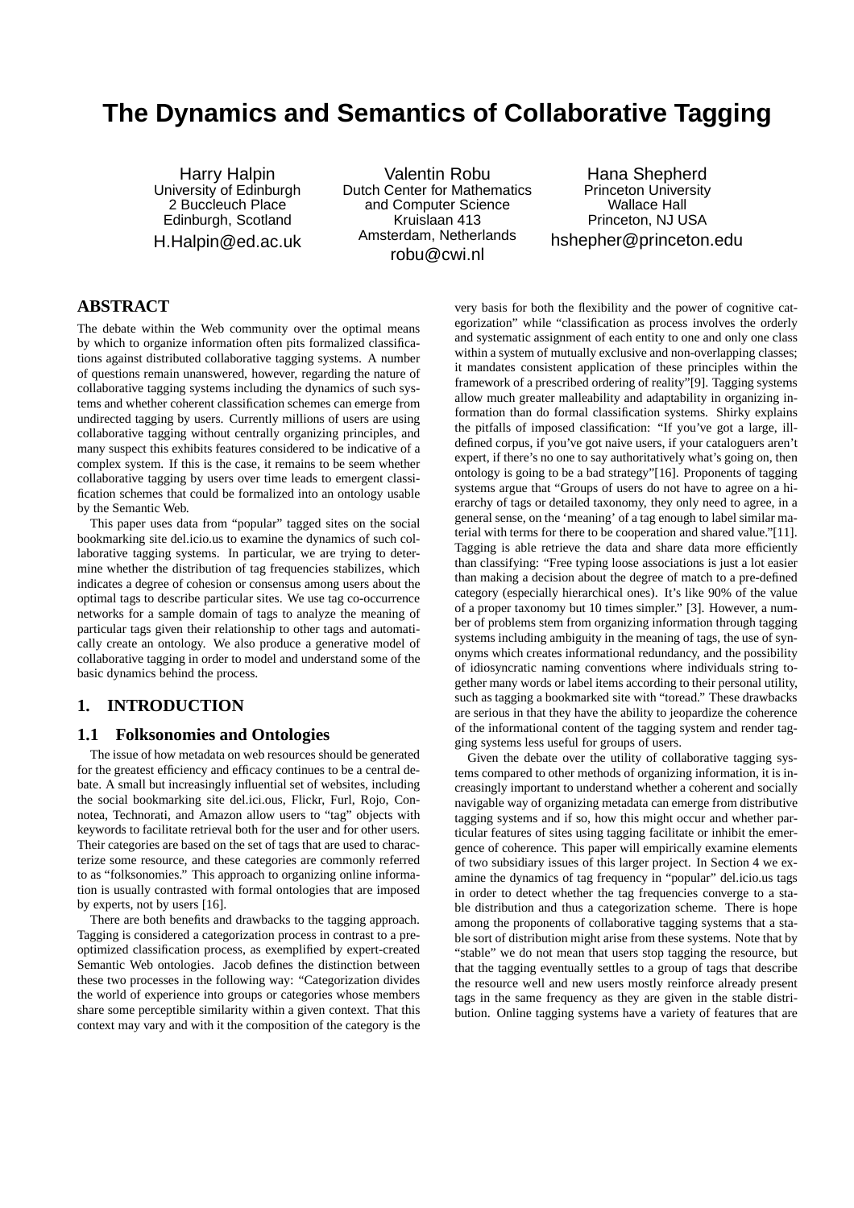# The Dynamics and Semantics of Collaborative Tagging

Harry Halpin
University of Edinburgh
2 Buccleuch Place
Edinburgh, Scotland
H.Halpin@ed.ac.uk

Valentin Robu
Dutch Center for Mathematics and Computer Science
Kruislaan 413
Amsterdam, Netherlands
robu@cwi.nl

Hana Shepherd
Princeton University
Wallace Hall
Princeton, NJ USA
hshepher@princeton.edu

## ABSTRACT

The debate within the Web community over the optimal means by which to organize information often pits formalized classifications against distributed collaborative tagging systems. A number of questions remain unanswered, however, regarding the nature of collaborative tagging systems including the dynamics of such systems and whether coherent classification schemes can emerge from undirected tagging by users. Currently millions of users are using collaborative tagging without centrally organizing principles, and many suspect this exhibits features considered to be indicative of a complex system. If this is the case, it remains to be seem whether collaborative tagging by users over time leads to emergent classification schemes that could be formalized into an ontology usable by the Semantic Web.

This paper uses data from "popular" tagged sites on the social bookmarking site del.icio.us to examine the dynamics of such collaborative tagging systems. In particular, we are trying to determine whether the distribution of tag frequencies stabilizes, which indicates a degree of cohesion or consensus among users about the optimal tags to describe particular sites. We use tag co-occurrence networks for a sample domain of tags to analyze the meaning of particular tags given their relationship to other tags and automatically create an ontology. We also produce a generative model of collaborative tagging in order to model and understand some of the basic dynamics behind the process.

## 1. INTRODUCTION

### 1.1 Folksonomies and Ontologies

The issue of how metadata on web resources should be generated for the greatest efficiency and efficacy continues to be a central debate. A small but increasingly influential set of websites, including the social bookmarking site del.ici.ous, Flickr, Furl, Rojo, Connotea, Technorati, and Amazon allow users to "tag" objects with keywords to facilitate retrieval both for the user and for other users. Their categories are based on the set of tags that are used to characterize some resource, and these categories are commonly referred to as "folksonomies." This approach to organizing online information is usually contrasted with formal ontologies that are imposed by experts, not by users [16].

There are both benefits and drawbacks to the tagging approach. Tagging is considered a categorization process in contrast to a pre-optimized classification process, as exemplified by expert-created Semantic Web ontologies. Jacob defines the distinction between these two processes in the following way: "Categorization divides the world of experience into groups or categories whose members share some perceptible similarity within a given context. That this context may vary and with it the composition of the category is the very basis for both the flexibility and the power of cognitive categorization" while "classification as process involves the orderly and systematic assignment of each entity to one and only one class within a system of mutually exclusive and non-overlapping classes; it mandates consistent application of these principles within the framework of a prescribed ordering of reality"[9]. Tagging systems allow much greater malleability and adaptability in organizing information than do formal classification systems. Shirky explains the pitfalls of imposed classification: "If you've got a large, ill-defined corpus, if you've got naive users, if your cataloguers aren't expert, if there's no one to say authoritatively what's going on, then ontology is going to be a bad strategy"[16]. Proponents of tagging systems argue that "Groups of users do not have to agree on a hierarchy of tags or detailed taxonomy, they only need to agree, in a general sense, on the 'meaning' of a tag enough to label similar material with terms for there to be cooperation and shared value."[11]. Tagging is able retrieve the data and share data more efficiently than classifying: "Free typing loose associations is just a lot easier than making a decision about the degree of match to a pre-defined category (especially hierarchical ones). It's like 90% of the value of a proper taxonomy but 10 times simpler." [3]. However, a number of problems stem from organizing information through tagging systems including ambiguity in the meaning of tags, the use of synonyms which creates informational redundancy, and the possibility of idiosyncratic naming conventions where individuals string together many words or label items according to their personal utility, such as tagging a bookmarked site with "toread." These drawbacks are serious in that they have the ability to jeopardize the coherence of the informational content of the tagging system and render tagging systems less useful for groups of users.

Given the debate over the utility of collaborative tagging systems compared to other methods of organizing information, it is increasingly important to understand whether a coherent and socially navigable way of organizing metadata can emerge from distributive tagging systems and if so, how this might occur and whether particular features of sites using tagging facilitate or inhibit the emergence of coherence. This paper will empirically examine elements of two subsidiary issues of this larger project. In Section 4 we examine the dynamics of tag frequency in "popular" del.icio.us tags in order to detect whether the tag frequencies converge to a stable distribution and thus a categorization scheme. There is hope among the proponents of collaborative tagging systems that a stable sort of distribution might arise from these systems. Note that by "stable" we do not mean that users stop tagging the resource, but that the tagging eventually settles to a group of tags that describe the resource well and new users mostly reinforce already present tags in the same frequency as they are given in the stable distribution. Online tagging systems have a variety of features that are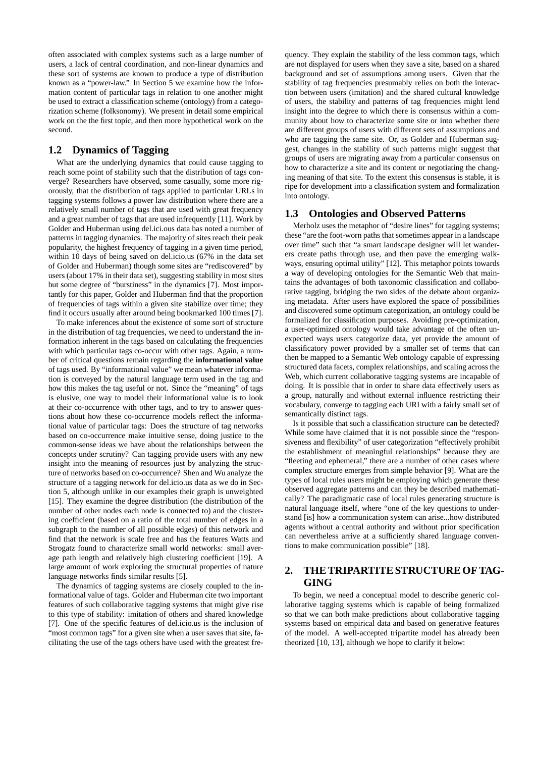often associated with complex systems such as a large number of users, a lack of central coordination, and non-linear dynamics and these sort of systems are known to produce a type of distribution known as a "power-law." In Section 5 we examine how the information content of particular tags in relation to one another might be used to extract a classification scheme (ontology) from a categorization scheme (folksonomy). We present in detail some empirical work on the the first topic, and then more hypothetical work on the second.

## 1.2 Dynamics of Tagging

What are the underlying dynamics that could cause tagging to reach some point of stability such that the distribution of tags converge? Researchers have observed, some casually, some more rigorously, that the distribution of tags applied to particular URLs in tagging systems follows a power law distribution where there are a relatively small number of tags that are used with great frequency and a great number of tags that are used infrequently [11]. Work by Golder and Huberman using del.ici.ous data has noted a number of patterns in tagging dynamics. The majority of sites reach their peak popularity, the highest frequency of tagging in a given time period, within 10 days of being saved on del.icio.us (67% in the data set of Golder and Huberman) though some sites are "rediscovered" by users (about 17% in their data set), suggesting stability in most sites but some degree of "burstiness" in the dynamics [7]. Most importantly for this paper, Golder and Huberman find that the proportion of frequencies of tags within a given site stabilize over time; they find it occurs usually after around being bookmarked 100 times [7].

To make inferences about the existence of some sort of structure in the distribution of tag frequencies, we need to understand the information inherent in the tags based on calculating the frequencies with which particular tags co-occur with other tags. Again, a number of critical questions remain regarding the **informational value** of tags used. By "informational value" we mean whatever information is conveyed by the natural language term used in the tag and how this makes the tag useful or not. Since the "meaning" of tags is elusive, one way to model their informational value is to look at their co-occurrence with other tags, and to try to answer questions about how these co-occurrence models reflect the informational value of particular tags: Does the structure of tag networks based on co-occurrence make intuitive sense, doing justice to the common-sense ideas we have about the relationships between the concepts under scrutiny? Can tagging provide users with any new insight into the meaning of resources just by analyzing the structure of networks based on co-occurrence? Shen and Wu analyze the structure of a tagging network for del.icio.us data as we do in Section 5, although unlike in our examples their graph is unweighted [15]. They examine the degree distribution (the distribution of the number of other nodes each node is connected to) and the clustering coefficient (based on a ratio of the total number of edges in a subgraph to the number of all possible edges) of this network and find that the network is scale free and has the features Watts and Strogatz found to characterize small world networks: small average path length and relatively high clustering coefficient [19]. A large amount of work exploring the structural properties of nature language networks finds similar results [5].

The dynamics of tagging systems are closely coupled to the informational value of tags. Golder and Huberman cite two important features of such collaborative tagging systems that might give rise to this type of stability: imitation of others and shared knowledge [7]. One of the specific features of del.icio.us is the inclusion of "most common tags" for a given site when a user saves that site, facilitating the use of the tags others have used with the greatest frequency. They explain the stability of the less common tags, which are not displayed for users when they save a site, based on a shared background and set of assumptions among users. Given that the stability of tag frequencies presumably relies on both the interaction between users (imitation) and the shared cultural knowledge of users, the stability and patterns of tag frequencies might lend insight into the degree to which there is consensus within a community about how to characterize some site or into whether there are different groups of users with different sets of assumptions and who are tagging the same site. Or, as Golder and Huberman suggest, changes in the stability of such patterns might suggest that groups of users are migrating away from a particular consensus on how to characterize a site and its content or negotiating the changing meaning of that site. To the extent this consensus is stable, it is ripe for development into a classification system and formalization into ontology.

## 1.3 Ontologies and Observed Patterns

Merholz uses the metaphor of "desire lines" for tagging systems; these "are the foot-worn paths that sometimes appear in a landscape over time" such that "a smart landscape designer will let wanderers create paths through use, and then pave the emerging walkways, ensuring optimal utility" [12]. This metaphor points towards a way of developing ontologies for the Semantic Web that maintains the advantages of both taxonomic classification and collaborative tagging, bridging the two sides of the debate about organizing metadata. After users have explored the space of possibilities and discovered some optimum categorization, an ontology could be formalized for classification purposes. Avoiding pre-optimization, a user-optimized ontology would take advantage of the often unexpected ways users categorize data, yet provide the amount of classificatory power provided by a smaller set of terms that can then be mapped to a Semantic Web ontology capable of expressing structured data facets, complex relationships, and scaling across the Web, which current collaborative tagging systems are incapable of doing. It is possible that in order to share data effectively users as a group, naturally and without external influence restricting their vocabulary, converge to tagging each URI with a fairly small set of semantically distinct tags.

Is it possible that such a classification structure can be detected? While some have claimed that it is not possible since the "responsiveness and flexibility" of user categorization "effectively prohibit the establishment of meaningful relationships" because they are "fleeting and ephemeral," there are a number of other cases where complex structure emerges from simple behavior [9]. What are the types of local rules users might be employing which generate these observed aggregate patterns and can they be described mathematically? The paradigmatic case of local rules generating structure is natural language itself, where "one of the key questions to understand [is] how a communication system can arise...how distributed agents without a central authority and without prior specification can nevertheless arrive at a sufficiently shared language conventions to make communication possible" [18].

# 2. THE TRIPARTITE STRUCTURE OF TAGGING

To begin, we need a conceptual model to describe generic collaborative tagging systems which is capable of being formalized so that we can both make predictions about collaborative tagging systems based on empirical data and based on generative features of the model. A well-accepted tripartite model has already been theorized [10, 13], although we hope to clarify it below: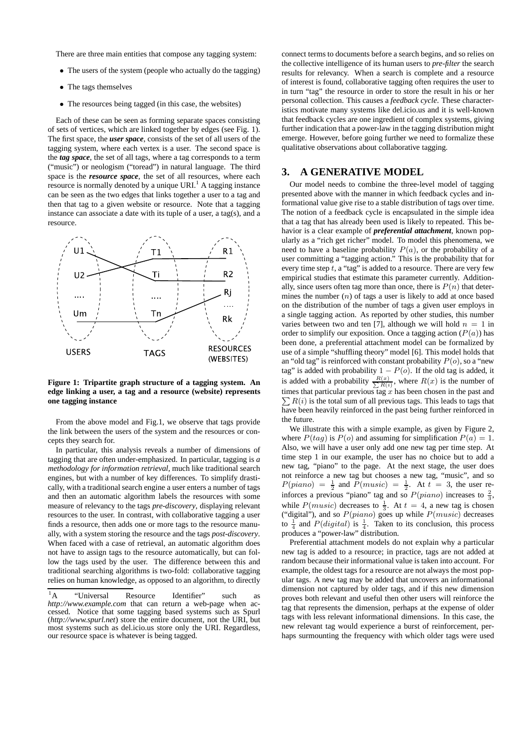There are three main entities that compose any tagging system:

- The users of the system (people who actually do the tagging)
- The tags themselves
- The resources being tagged (in this case, the websites)

Each of these can be seen as forming separate spaces consisting of sets of vertices, which are linked together by edges (see Fig. 1). The first space, the ***user space***, consists of the set of all users of the tagging system, where each vertex is a user. The second space is the ***tag space***, the set of all tags, where a tag corresponds to a term ("music") or neologism ("toread") in natural language. The third space is the ***resource space***, the set of all resources, where each resource is normally denoted by a unique URI.[1] A tagging instance can be seen as the two edges that links together a user to a tag and then that tag to a given website or resource. Note that a tagging instance can associate a date with its tuple of a user, a tag(s), and a resource.

**Figure 1: Tripartite graph structure of a tagging system. An edge linking a user, a tag and a resource (website) represents one tagging instance**

From the above model and Fig.1, we observe that tags provide the link between the users of the system and the resources or concepts they search for.

In particular, this analysis reveals a number of dimensions of tagging that are often under-emphasized. In particular, tagging is *a methodology for information retrieval*, much like traditional search engines, but with a number of key differences. To simplify drastically, with a traditional search engine a user enters a number of tags and then an automatic algorithm labels the resources with some measure of relevancy to the tags *pre-discovery*, displaying relevant resources to the user. In contrast, with collaborative tagging a user finds a resource, then adds one or more tags to the resource manually, with a system storing the resource and the tags *post-discovery*. When faced with a case of retrieval, an automatic algorithm does not have to assign tags to the resource automatically, but can follow the tags used by the user. The difference between this and traditional searching algorithms is two-fold: collaborative tagging relies on human knowledge, as opposed to an algorithm, to directly connect terms to documents before a search begins, and so relies on the collective intelligence of its human users to *pre-filter* the search results for relevancy. When a search is complete and a resource of interest is found, collaborative tagging often requires the user to in turn "tag" the resource in order to store the result in his or her personal collection. This causes a *feedback cycle*. These characteristics motivate many systems like del.icio.us and it is well-known that feedback cycles are one ingredient of complex systems, giving further indication that a power-law in the tagging distribution might emerge. However, before going further we need to formalize these qualitative observations about collaborative tagging.

[1] A "Universal Resource Identifier" such as *http://www.example.com* that can return a web-page when accessed. Notice that some tagging based systems such as Spurl (*http://www.spurl.net*) store the entire document, not the URI, but most systems such as del.icio.us store only the URI. Regardless, our resource space is whatever is being tagged.

## 3. A GENERATIVE MODEL

Our model needs to combine the three-level model of tagging presented above with the manner in which feedback cycles and informational value give rise to a stable distribution of tags over time. The notion of a feedback cycle is encapsulated in the simple idea that a tag that has already been used is likely to repeated. This behavior is a clear example of ***preferential attachment***, known popularly as a "rich get richer" model. To model this phenomena, we need to have a baseline probability $P(a)$, or the probability of a user committing a "tagging action." This is the probability that for every time step $t$, a "tag" is added to a resource. There are very few empirical studies that estimate this parameter currently. Additionally, since users often tag more than once, there is $P(n)$ that determines the number ($n$) of tags a user is likely to add at once based on the distribution of the number of tags a given user employs in a single tagging action. As reported by other studies, this number varies between two and ten [7], although we will hold $n = 1$ in order to simplify our exposition. Once a tagging action ($P(a)$) has been done, a preferential attachment model can be formalized by use of a simple "shuffling theory" model [6]. This model holds that an "old tag" is reinforced with constant probability $P(o)$, so a "new tag" is added with probability $1 - P(o)$. If the old tag is added, it is added with a probability $\frac{R(x)}{\sum R(i)}$, where $R(x)$ is the number of times that particular previous tag $x$ has been chosen in the past and $\sum R(i)$ is the total sum of all previous tags. This leads to tags that have been heavily reinforced in the past being further reinforced in the future.

We illustrate this with a simple example, as given by Figure 2, where $P(tag)$ is $P(o)$ and assuming for simplification $P(a) = 1$. Also, we will have a user only add one new tag per time step. At time step 1 in our example, the user has no choice but to add a new tag, "piano" to the page. At the next stage, the user does not reinforce a new tag but chooses a new tag, "music", and so $P(piano) = \frac{1}{2}$ and $P(music) = \frac{1}{2}$. At $t = 3$, the user reinforces a previous "piano" tag and so $P(piano)$ increases to $\frac{2}{3}$, while $P(music)$ decreases to $\frac{1}{3}$. At $t = 4$, a new tag is chosen ("digital"), and so $P(piano)$ goes up while $P(music)$ decreases to $\frac{1}{4}$ and $P(digital)$ is $\frac{1}{4}$. Taken to its conclusion, this process produces a "power-law" distribution.

Preferential attachment models do not explain why a particular new tag is added to a resource; in practice, tags are not added at random because their informational value is taken into account. For example, the oldest tags for a resource are not always the most popular tags. A new tag may be added that uncovers an informational dimension not captured by older tags, and if this new dimension proves both relevant and useful then other users will reinforce the tag that represents the dimension, perhaps at the expense of older tags with less relevant informational dimensions. In this case, the new relevant tag would experience a burst of reinforcement, perhaps surmounting the frequency with which older tags were used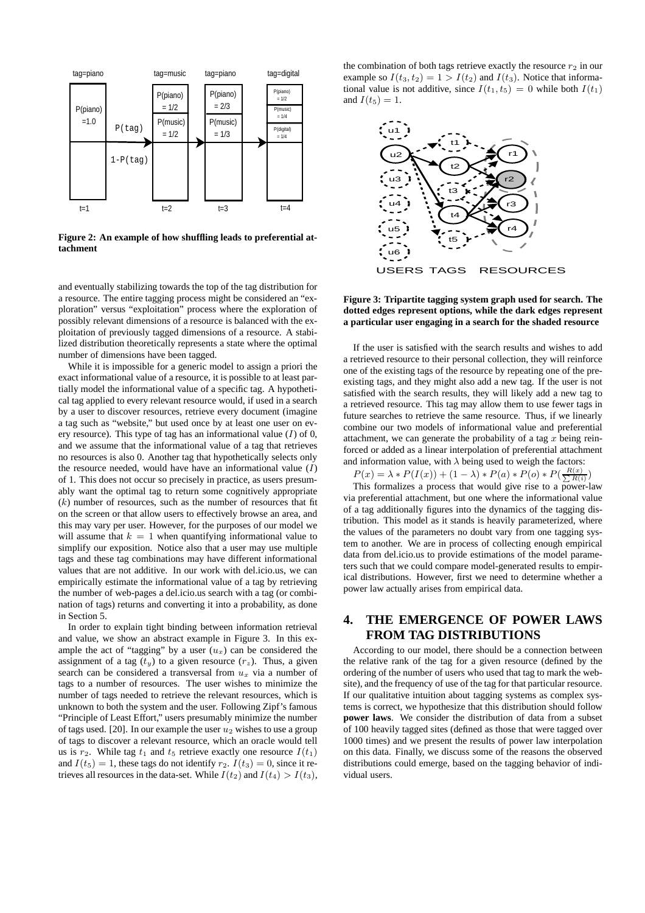**Figure 2: An example of how shuffling leads to preferential attachment**

and eventually stabilizing towards the top of the tag distribution for a resource. The entire tagging process might be considered an "exploration" versus "exploitation" process where the exploration of possibly relevant dimensions of a resource is balanced with the exploitation of previously tagged dimensions of a resource. A stabilized distribution theoretically represents a state where the optimal number of dimensions have been tagged.

While it is impossible for a generic model to assign a priori the exact informational value of a resource, it is possible to at least partially model the informational value of a specific tag. A hypothetical tag applied to every relevant resource would, if used in a search by a user to discover resources, retrieve every document (imagine a tag such as "website," but used once by at least one user on every resource). This type of tag has an informational value ($I$) of 0, and we assume that the informational value of a tag that retrieves no resources is also 0. Another tag that hypothetically selects only the resource needed, would have have an informational value ($I$) of 1. This does not occur so precisely in practice, as users presumably want the optimal tag to return some cognitively appropriate ($k$) number of resources, such as the number of resources that fit on the screen or that allow users to effectively browse an area, and this may vary per user. However, for the purposes of our model we will assume that $k = 1$ when quantifying informational value to simplify our exposition. Notice also that a user may use multiple tags and these tag combinations may have different informational values that are not additive. In our work with del.icio.us, we can empirically estimate the informational value of a tag by retrieving the number of web-pages a del.icio.us search with a tag (or combination of tags) returns and converting it into a probability, as done in Section 5.

In order to explain tight binding between information retrieval and value, we show an abstract example in Figure 3. In this example the act of "tagging" by a user ($u_x$) can be considered the assignment of a tag ($t_y$) to a given resource ($r_z$). Thus, a given search can be considered a transversal from $u_x$ via a number of tags to a number of resources. The user wishes to minimize the number of tags needed to retrieve the relevant resources, which is unknown to both the system and the user. Following Zipf's famous "Principle of Least Effort," users presumably minimize the number of tags used. [20]. In our example the user $u_2$ wishes to use a group of tags to discover a relevant resource, which an oracle would tell us is $r_2$. While tag $t_1$ and $t_5$ retrieve exactly one resource $I(t_1)$ and $I(t_5) = 1$, these tags do not identify $r_2$. $I(t_3) = 0$, since it retrieves all resources in the data-set. While $I(t_2)$ and $I(t_4) > I(t_3)$, the combination of both tags retrieve exactly the resource $r_2$ in our example so $I(t_3, t_2) = 1 > I(t_2)$ and $I(t_3)$. Notice that informational value is not additive, since $I(t_1, t_5) = 0$ while both $I(t_1)$ and $I(t_5) = 1$.

**Figure 3: Tripartite tagging system graph used for search. The dotted edges represent options, while the dark edges represent a particular user engaging in a search for the shaded resource**

If the user is satisfied with the search results and wishes to add a retrieved resource to their personal collection, they will reinforce one of the existing tags of the resource by repeating one of the pre-existing tags, and they might also add a new tag. If the user is not satisfied with the search results, they will likely add a new tag to a retrieved resource. This tag may allow them to use fewer tags in future searches to retrieve the same resource. Thus, if we linearly combine our two models of informational value and preferential attachment, we can generate the probability of a tag $x$ being reinforced or added as a linear interpolation of preferential attachment and information value, with $\lambda$ being used to weigh the factors:

$$P(x) = \lambda * P(I(x)) + (1 - \lambda) * P(a) * P(o) * P\left(\frac{R(x)}{\sum R(i)}\right)$$

This formalizes a process that would give rise to a power-law via preferential attachment, but one where the informational value of a tag additionally figures into the dynamics of the tagging distribution. This model as it stands is heavily parameterized, where the values of the parameters no doubt vary from one tagging system to another. We are in process of collecting enough empirical data from del.icio.us to provide estimations of the model parameters such that we could compare model-generated results to empirical distributions. However, first we need to determine whether a power law actually arises from empirical data.

## 4. THE EMERGENCE OF POWER LAWS FROM TAG DISTRIBUTIONS

According to our model, there should be a connection between the relative rank of the tag for a given resource (defined by the ordering of the number of users who used that tag to mark the website), and the frequency of use of the tag for that particular resource. If our qualitative intuition about tagging systems as complex systems is correct, we hypothesize that this distribution should follow **power laws**. We consider the distribution of data from a subset of 100 heavily tagged sites (defined as those that were tagged over 1000 times) and we present the results of power law interpolation on this data. Finally, we discuss some of the reasons the observed distributions could emerge, based on the tagging behavior of individual users.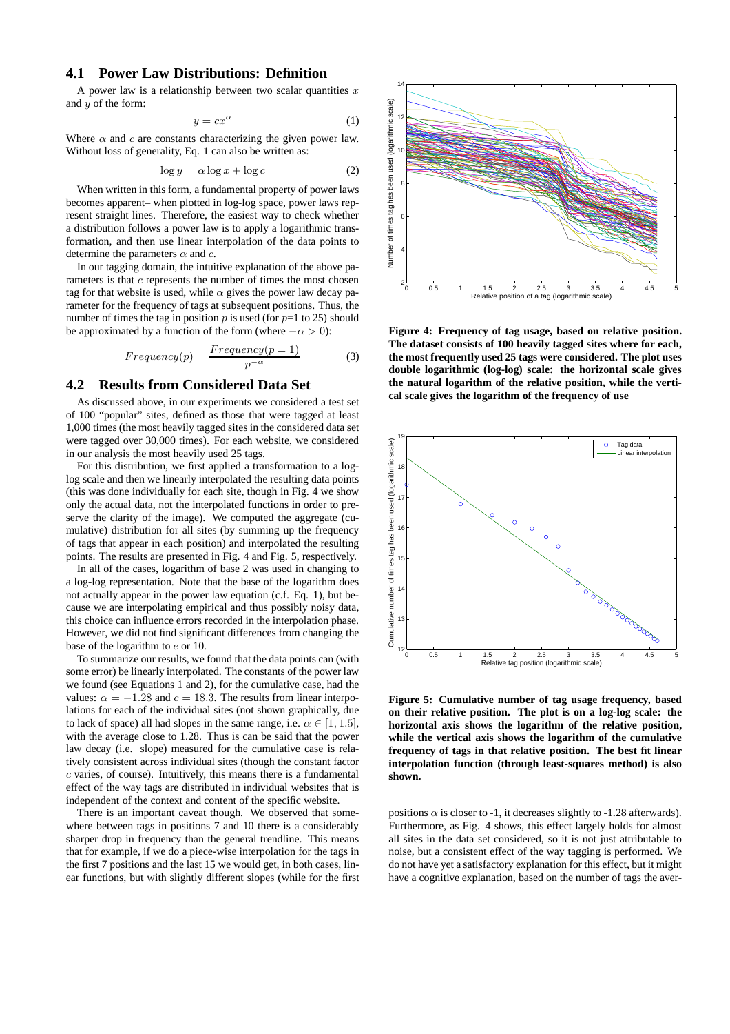### 4.1 Power Law Distributions: Definition

A power law is a relationship between two scalar quantities $x$ and $y$ of the form:

$$y = cx^{\alpha} \quad (1)$$

Where $\alpha$ and $c$ are constants characterizing the given power law. Without loss of generality, Eq. 1 can also be written as:

$$\log y = \alpha \log x + \log c \quad (2)$$

When written in this form, a fundamental property of power laws becomes apparent– when plotted in log-log space, power laws represent straight lines. Therefore, the easiest way to check whether a distribution follows a power law is to apply a logarithmic transformation, and then use linear interpolation of the data points to determine the parameters $\alpha$ and $c$.

In our tagging domain, the intuitive explanation of the above parameters is that $c$ represents the number of times the most chosen tag for that website is used, while $\alpha$ gives the power law decay parameter for the frequency of tags at subsequent positions. Thus, the number of times the tag in position $p$ is used (for $p$=1 to 25) should be approximated by a function of the form (where $-\alpha > 0$):

$$Frequency(p) = \frac{Frequency(p=1)}{p^{-\alpha}} \quad (3)$$

### 4.2 Results from Considered Data Set

As discussed above, in our experiments we considered a test set of 100 "popular" sites, defined as those that were tagged at least 1,000 times (the most heavily tagged sites in the considered data set were tagged over 30,000 times). For each website, we considered in our analysis the most heavily used 25 tags.

For this distribution, we first applied a transformation to a log-log scale and then we linearly interpolated the resulting data points (this was done individually for each site, though in Fig. 4 we show only the actual data, not the interpolated functions in order to preserve the clarity of the image). We computed the aggregate (cumulative) distribution for all sites (by summing up the frequency of tags that appear in each position) and interpolated the resulting points. The results are presented in Fig. 4 and Fig. 5, respectively.

In all of the cases, logarithm of base 2 was used in changing to a log-log representation. Note that the base of the logarithm does not actually appear in the power law equation (c.f. Eq. 1), but because we are interpolating empirical and thus possibly noisy data, this choice can influence errors recorded in the interpolation phase. However, we did not find significant differences from changing the base of the logarithm to $e$ or 10.

To summarize our results, we found that the data points can (with some error) be linearly interpolated. The constants of the power law we found (see Equations 1 and 2), for the cumulative case, had the values: $\alpha = -1.28$ and $c = 18.3$. The results from linear interpolations for each of the individual sites (not shown graphically, due to lack of space) all had slopes in the same range, i.e. $\alpha \in [1, 1.5]$, with the average close to 1.28. Thus is can be said that the power law decay (i.e. slope) measured for the cumulative case is relatively consistent across individual sites (though the constant factor $c$ varies, of course). Intuitively, this means there is a fundamental effect of the way tags are distributed in individual websites that is independent of the context and content of the specific website.

There is an important caveat though. We observed that somewhere between tags in positions 7 and 10 there is a considerably sharper drop in frequency than the general trendline. This means that for example, if we do a piece-wise interpolation for the tags in the first 7 positions and the last 15 we would get, in both cases, linear functions, but with slightly different slopes (while for the first positions $\alpha$ is closer to -1, it decreases slightly to -1.28 afterwards). Furthermore, as Fig. 4 shows, this effect largely holds for almost all sites in the data set considered, so it is not just attributable to noise, but a consistent effect of the way tagging is performed. We do not have yet a satisfactory explanation for this effect, but it might have a cognitive explanation, based on the number of tags the aver-

**Figure 4: Frequency of tag usage, based on relative position. The dataset consists of 100 heavily tagged sites where for each, the most frequently used 25 tags were considered. The plot uses double logarithmic (log-log) scale: the horizontal scale gives the natural logarithm of the relative position, while the vertical scale gives the logarithm of the frequency of use**

**Figure 5: Cumulative number of tag usage frequency, based on their relative position. The plot is on a log-log scale: the horizontal axis shows the logarithm of the relative position, while the vertical axis shows the logarithm of the cumulative frequency of tags in that relative position. The best fit linear interpolation function (through least-squares method) is also shown.**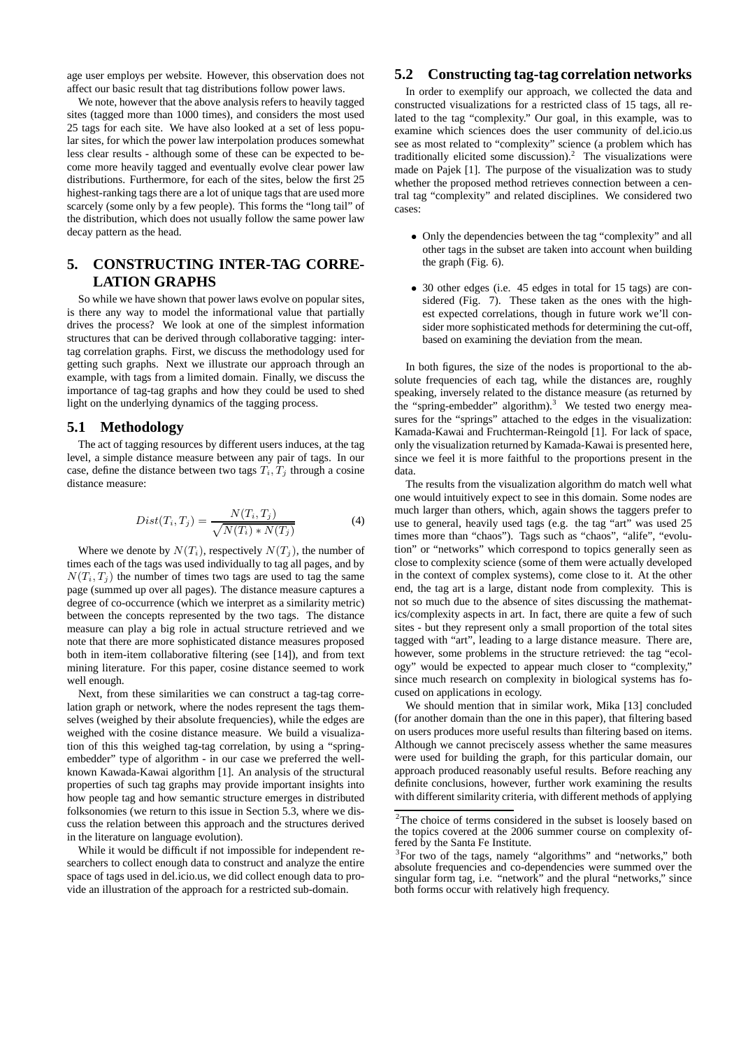age user employs per website. However, this observation does not affect our basic result that tag distributions follow power laws.

We note, however that the above analysis refers to heavily tagged sites (tagged more than 1000 times), and considers the most used 25 tags for each site. We have also looked at a set of less popular sites, for which the power law interpolation produces somewhat less clear results - although some of these can be expected to become more heavily tagged and eventually evolve clear power law distributions. Furthermore, for each of the sites, below the first 25 highest-ranking tags there are a lot of unique tags that are used more scarcely (some only by a few people). This forms the "long tail" of the distribution, which does not usually follow the same power law decay pattern as the head.

## 5. CONSTRUCTING INTER-TAG CORRELATION GRAPHS

So while we have shown that power laws evolve on popular sites, is there any way to model the informational value that partially drives the process? We look at one of the simplest information structures that can be derived through collaborative tagging: inter-tag correlation graphs. First, we discuss the methodology used for getting such graphs. Next we illustrate our approach through an example, with tags from a limited domain. Finally, we discuss the importance of tag-tag graphs and how they could be used to shed light on the underlying dynamics of the tagging process.

### 5.1 Methodology

The act of tagging resources by different users induces, at the tag level, a simple distance measure between any pair of tags. In our case, define the distance between two tags $T_i, T_j$ through a cosine distance measure:

$$Dist(T_i, T_j) = \frac{N(T_i, T_j)}{\sqrt{N(T_i) * N(T_j)}} \tag{4}$$

Where we denote by $N(T_i)$, respectively $N(T_j)$, the number of times each of the tags was used individually to tag all pages, and by $N(T_i, T_j)$ the number of times two tags are used to tag the same page (summed up over all pages). The distance measure captures a degree of co-occurrence (which we interpret as a similarity metric) between the concepts represented by the two tags. The distance measure can play a big role in actual structure retrieved and we note that there are more sophisticated distance measures proposed both in item-item collaborative filtering (see [14]), and from text mining literature. For this paper, cosine distance seemed to work well enough.

Next, from these similarities we can construct a tag-tag correlation graph or network, where the nodes represent the tags themselves (weighed by their absolute frequencies), while the edges are weighed with the cosine distance measure. We build a visualization of this weighed tag-tag correlation, by using a "spring-embedder" type of algorithm - in our case we preferred the well-known Kawada-Kawai algorithm [1]. An analysis of the structural properties of such tag graphs may provide important insights into how people tag and how semantic structure emerges in distributed folksonomies (we return to this issue in Section 5.3, where we discuss the relation between this approach and the structures derived in the literature on language evolution).

While it would be difficult if not impossible for independent researchers to collect enough data to construct and analyze the entire space of tags used in del.icio.us, we did collect enough data to provide an illustration of the approach for a restricted sub-domain.

### 5.2 Constructing tag-tag correlation networks

In order to exemplify our approach, we collected the data and constructed visualizations for a restricted class of 15 tags, all related to the tag "complexity." Our goal, in this example, was to examine which sciences does the user community of del.icio.us see as most related to "complexity" science (a problem which has traditionally elicited some discussion).[2] The visualizations were made on Pajek [1]. The purpose of the visualization was to study whether the proposed method retrieves connection between a central tag "complexity" and related disciplines. We considered two cases:

- Only the dependencies between the tag "complexity" and all other tags in the subset are taken into account when building the graph (Fig. 6).
- 30 other edges (i.e. 45 edges in total for 15 tags) are considered (Fig. 7). These taken as the ones with the highest expected correlations, though in future work we'll consider more sophisticated methods for determining the cut-off, based on examining the deviation from the mean.

In both figures, the size of the nodes is proportional to the absolute frequencies of each tag, while the distances are, roughly speaking, inversely related to the distance measure (as returned by the "spring-embedder" algorithm).[3] We tested two energy measures for the "springs" attached to the edges in the visualization: Kamada-Kawai and Fruchterman-Reingold [1]. For lack of space, only the visualization returned by Kamada-Kawai is presented here, since we feel it is more faithful to the proportions present in the data.

The results from the visualization algorithm do match well what one would intuitively expect to see in this domain. Some nodes are much larger than others, which, again shows the taggers prefer to use to general, heavily used tags (e.g. the tag "art" was used 25 times more than "chaos"). Tags such as "chaos", "alife", "evolution" or "networks" which correspond to topics generally seen as close to complexity science (some of them were actually developed in the context of complex systems), come close to it. At the other end, the tag art is a large, distant node from complexity. This is not so much due to the absence of sites discussing the mathematics/complexity aspects in art. In fact, there are quite a few of such sites - but they represent only a small proportion of the total sites tagged with "art", leading to a large distance measure. There are, however, some problems in the structure retrieved: the tag "ecology" would be expected to appear much closer to "complexity," since much research on complexity in biological systems has focused on applications in ecology.

We should mention that in similar work, Mika [13] concluded (for another domain than the one in this paper), that filtering based on users produces more useful results than filtering based on items. Although we cannot preciscely assess whether the same measures were used for building the graph, for this particular domain, our approach produced reasonably useful results. Before reaching any definite conclusions, however, further work examining the results with different similarity criteria, with different methods of applying

[2] The choice of terms considered in the subset is loosely based on the topics covered at the 2006 summer course on complexity offered by the Santa Fe Institute.

[3] For two of the tags, namely "algorithms" and "networks," both absolute frequencies and co-dependencies were summed over the singular form tag, i.e. "network" and the plural "networks," since both forms occur with relatively high frequency.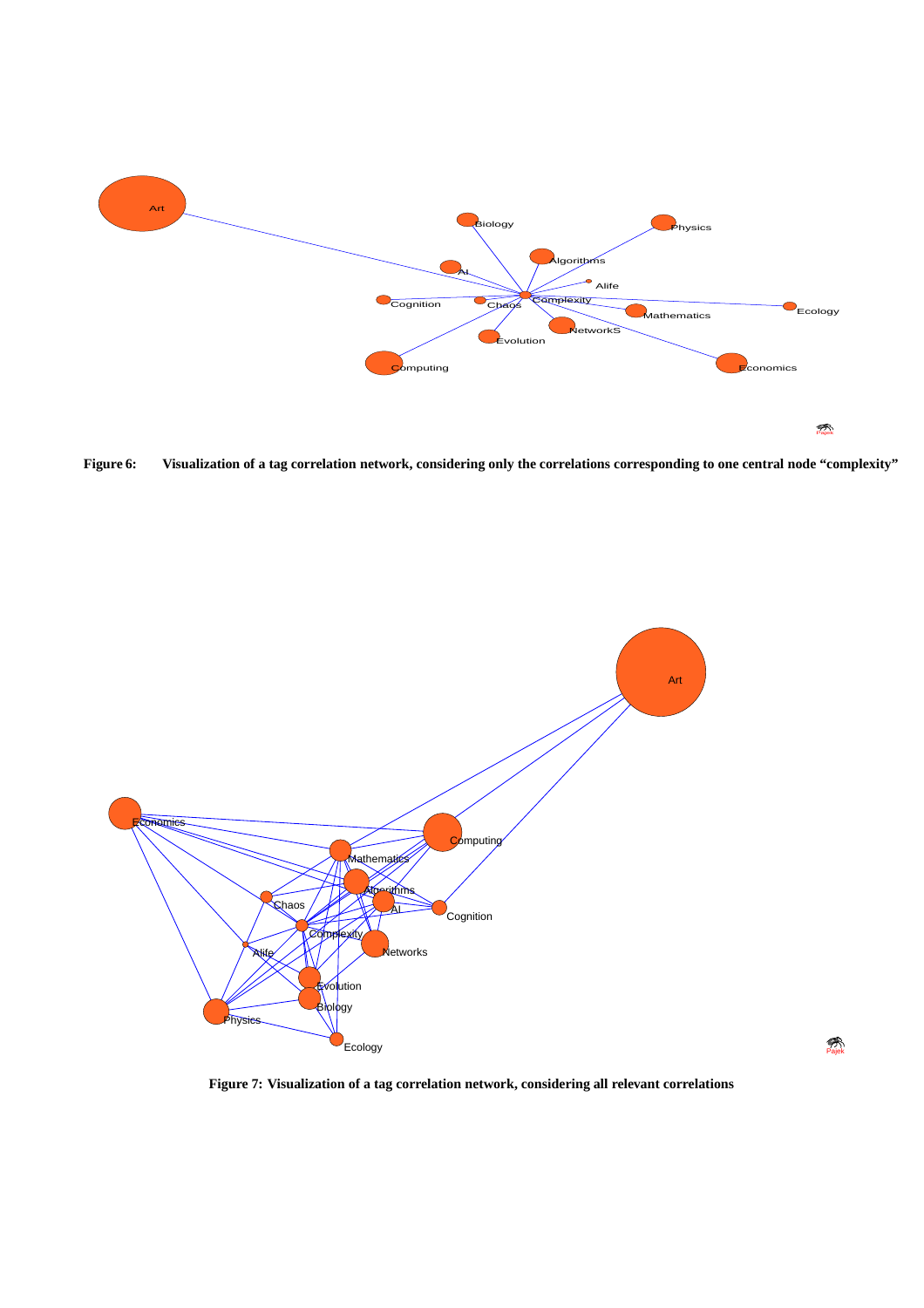**Figure 6: Visualization of a tag correlation network, considering only the correlations corresponding to one central node "complexity"**

**Figure 7: Visualization of a tag correlation network, considering all relevant correlations**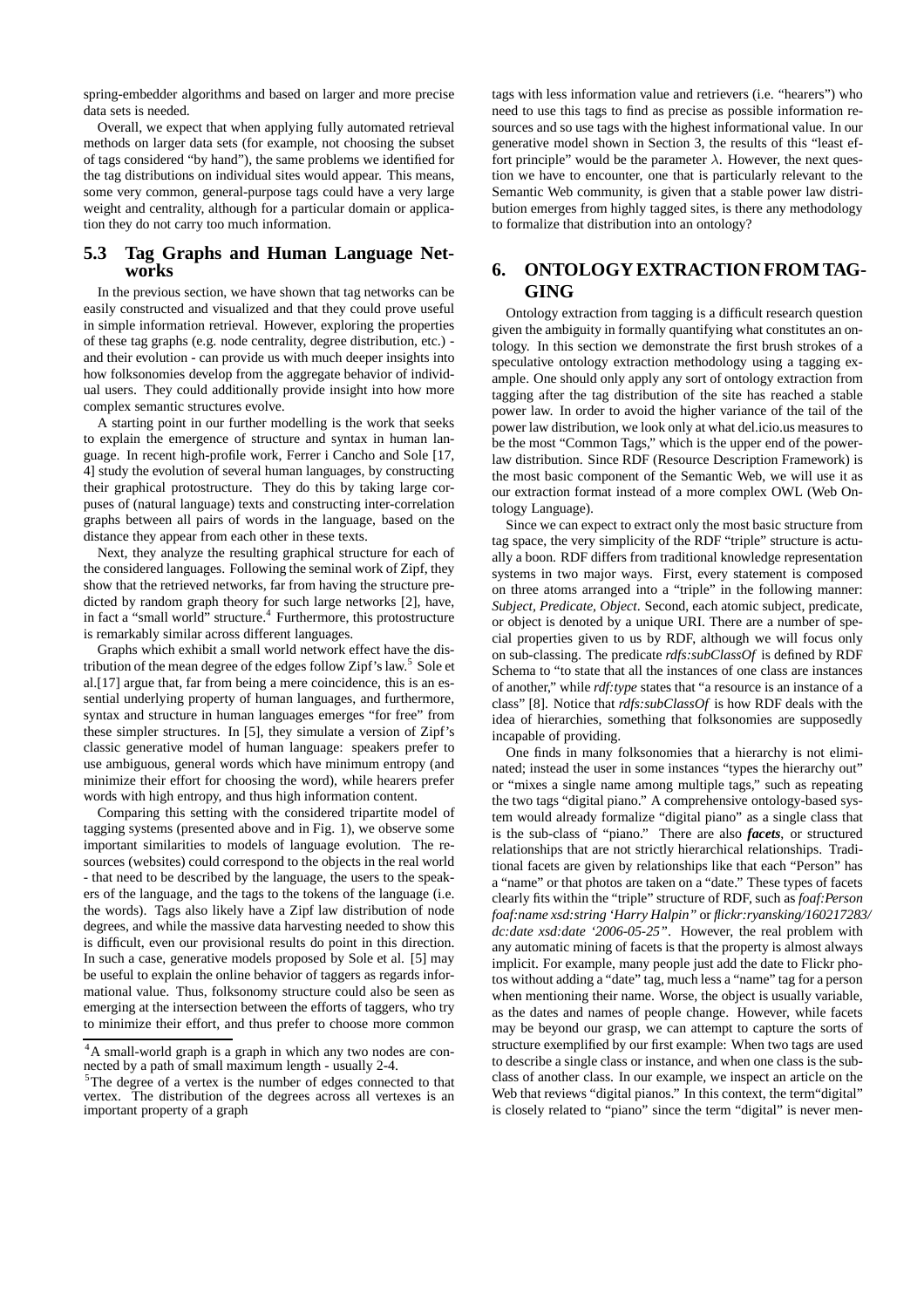spring-embedder algorithms and based on larger and more precise data sets is needed.

Overall, we expect that when applying fully automated retrieval methods on larger data sets (for example, not choosing the subset of tags considered "by hand"), the same problems we identified for the tag distributions on individual sites would appear. This means, some very common, general-purpose tags could have a very large weight and centrality, although for a particular domain or application they do not carry too much information.

## 5.3 Tag Graphs and Human Language Networks

In the previous section, we have shown that tag networks can be easily constructed and visualized and that they could prove useful in simple information retrieval. However, exploring the properties of these tag graphs (e.g. node centrality, degree distribution, etc.) - and their evolution - can provide us with much deeper insights into how folksonomies develop from the aggregate behavior of individual users. They could additionally provide insight into how more complex semantic structures evolve.

A starting point in our further modelling is the work that seeks to explain the emergence of structure and syntax in human language. In recent high-profile work, Ferrer i Cancho and Sole [17, 4] study the evolution of several human languages, by constructing their graphical protostructure. They do this by taking large corpuses of (natural language) texts and constructing inter-correlation graphs between all pairs of words in the language, based on the distance they appear from each other in these texts.

Next, they analyze the resulting graphical structure for each of the considered languages. Following the seminal work of Zipf, they show that the retrieved networks, far from having the structure predicted by random graph theory for such large networks [2], have, in fact a "small world" structure.[4] Furthermore, this protostructure is remarkably similar across different languages.

Graphs which exhibit a small world network effect have the distribution of the mean degree of the edges follow Zipf's law.[5] Sole et al.[17] argue that, far from being a mere coincidence, this is an essential underlying property of human languages, and furthermore, syntax and structure in human languages emerges "for free" from these simpler structures. In [5], they simulate a version of Zipf's classic generative model of human language: speakers prefer to use ambiguous, general words which have minimum entropy (and minimize their effort for choosing the word), while hearers prefer words with high entropy, and thus high information content.

Comparing this setting with the considered tripartite model of tagging systems (presented above and in Fig. 1), we observe some important similarities to models of language evolution. The resources (websites) could correspond to the objects in the real world - that need to be described by the language, the users to the speakers of the language, and the tags to the tokens of the language (i.e. the words). Tags also likely have a Zipf law distribution of node degrees, and while the massive data harvesting needed to show this is difficult, even our provisional results do point in this direction. In such a case, generative models proposed by Sole et al. [5] may be useful to explain the online behavior of taggers as regards informational value. Thus, folksonomy structure could also be seen as emerging at the intersection between the efforts of taggers, who try to minimize their effort, and thus prefer to choose more common tags with less information value and retrievers (i.e. "hearers") who need to use this tags to find as precise as possible information resources and so use tags with the highest informational value. In our generative model shown in Section 3, the results of this "least effort principle" would be the parameter $\lambda$. However, the next question we have to encounter, one that is particularly relevant to the Semantic Web community, is given that a stable power law distribution emerges from highly tagged sites, is there any methodology to formalize that distribution into an ontology?

[4] A small-world graph is a graph in which any two nodes are connected by a path of small maximum length - usually 2-4.

[5] The degree of a vertex is the number of edges connected to that vertex. The distribution of the degrees across all vertexes is an important property of a graph

# 6. ONTOLOGY EXTRACTION FROM TAGGING

Ontology extraction from tagging is a difficult research question given the ambiguity in formally quantifying what constitutes an ontology. In this section we demonstrate the first brush strokes of a speculative ontology extraction methodology using a tagging example. One should only apply any sort of ontology extraction from tagging after the tag distribution of the site has reached a stable power law. In order to avoid the higher variance of the tail of the power law distribution, we look only at what del.icio.us measures to be the most "Common Tags," which is the upper end of the power-law distribution. Since RDF (Resource Description Framework) is the most basic component of the Semantic Web, we will use it as our extraction format instead of a more complex OWL (Web Ontology Language).

Since we can expect to extract only the most basic structure from tag space, the very simplicity of the RDF "triple" structure is actually a boon. RDF differs from traditional knowledge representation systems in two major ways. First, every statement is composed on three atoms arranged into a "triple" in the following manner: *Subject, Predicate, Object*. Second, each atomic subject, predicate, or object is denoted by a unique URI. There are a number of special properties given to us by RDF, although we will focus only on sub-classing. The predicate *rdfs:subClassOf* is defined by RDF Schema to "to state that all the instances of one class are instances of another," while *rdf:type* states that "a resource is an instance of a class" [8]. Notice that *rdfs:subClassOf* is how RDF deals with the idea of hierarchies, something that folksonomies are supposedly incapable of providing.

One finds in many folksonomies that a hierarchy is not eliminated; instead the user in some instances "types the hierarchy out" or "mixes a single name among multiple tags," such as repeating the two tags "digital piano." A comprehensive ontology-based system would already formalize "digital piano" as a single class that is the sub-class of "piano." There are also ***facets***, or structured relationships that are not strictly hierarchical relationships. Traditional facets are given by relationships like that each "Person" has a "name" or that photos are taken on a "date." These types of facets clearly fits within the "triple" structure of RDF, such as *foaf:Person foaf:name xsd:string 'Harry Halpin"* or *flickr:ryansking/160217283/ dc:date xsd:date '2006-05-25"*. However, the real problem with any automatic mining of facets is that the property is almost always implicit. For example, many people just add the date to Flickr photos without adding a "date" tag, much less a "name" tag for a person when mentioning their name. Worse, the object is usually variable, as the dates and names of people change. However, while facets may be beyond our grasp, we can attempt to capture the sorts of structure exemplified by our first example: When two tags are used to describe a single class or instance, and when one class is the subclass of another class. In our example, we inspect an article on the Web that reviews "digital pianos." In this context, the term"digital" is closely related to "piano" since the term "digital" is never men-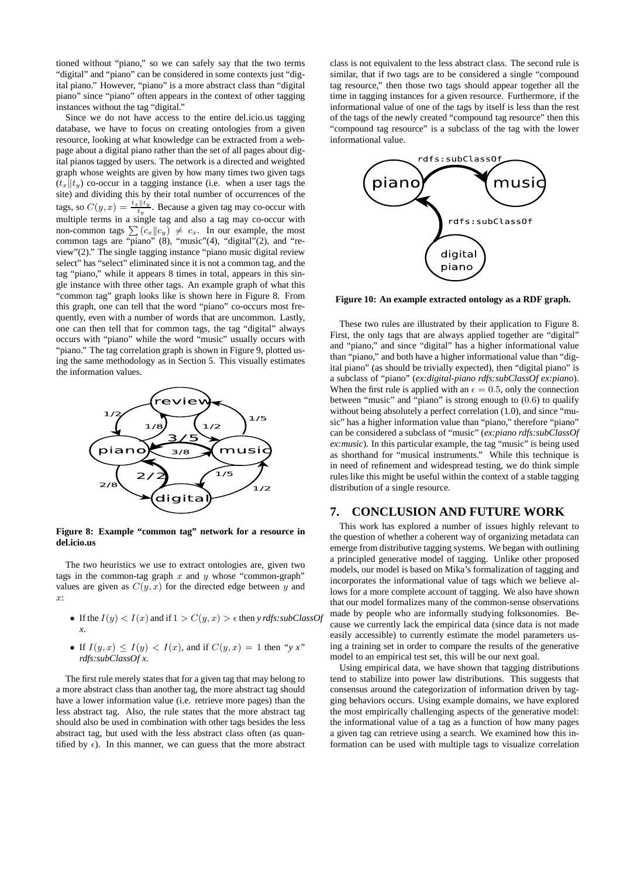tioned without "piano," so we can safely say that the two terms "digital" and "piano" can be considered in some contexts just "digital piano." However, "piano" is a more abstract class than "digital piano" since "piano" often appears in the context of other tagging instances without the tag "digital."

Since we do not have access to the entire del.icio.us tagging database, we have to focus on creating ontologies from a given resource, looking at what knowledge can be extracted from a webpage about a digital piano rather than the set of all pages about digital pianos tagged by users. The network is a directed and weighted graph whose weights are given by how many times two given tags $(t_x \| t_y)$ co-occur in a tagging instance (i.e. when a user tags the site) and dividing this by their total number of occurrences of the tags, so $C(y, x) = \frac{t_x \| t_y}{t_y}$. Because a given tag may co-occur with multiple terms in a single tag and also a tag may co-occur with non-common tags $\sum (c_x \| c_y) \neq c_x$. In our example, the most common tags are "piano" (8), "music"(4), "digital"(2), and "review"(2)." The single tagging instance "piano music digital review select" has "select" eliminated since it is not a common tag, and the tag "piano," while it appears 8 times in total, appears in this single instance with three other tags. An example graph of what this "common tag" graph looks like is shown here in Figure 8. From this graph, one can tell that the word "piano" co-occurs most frequently, even with a number of words that are uncommon. Lastly, one can then tell that for common tags, the tag "digital" always occurs with "piano" while the word "music" usually occurs with "piano." The tag correlation graph is shown in Figure 9, plotted using the same methodology as in Section 5. This visually estimates the information values.

**Figure 8: Example "common tag" network for a resource in del.icio.us**

The two heuristics we use to extract ontologies are, given two tags in the common-tag graph $x$ and $y$ whose "common-graph" values are given as $C(y, x)$ for the directed edge between $y$ and $x$:

- If the $I(y) < I(x)$ and if $1 > C(y, x) > \epsilon$ then *y rdfs:subClassOf x*.
- If $I(y, x) \leq I(y) < I(x)$, and if $C(y, x) = 1$ then *"y x" rdfs:subClassOf x*.

The first rule merely states that for a given tag that may belong to a more abstract class than another tag, the more abstract tag should have a lower information value (i.e. retrieve more pages) than the less abstract tag. Also, the rule states that the more abstract tag should also be used in combination with other tags besides the less abstract tag, but used with the less abstract class often (as quantified by $\epsilon$). In this manner, we can guess that the more abstract class is not equivalent to the less abstract class. The second rule is similar, that if two tags are to be considered a single "compound tag resource," then those two tags should appear together all the time in tagging instances for a given resource. Furthermore, if the informational value of one of the tags by itself is less than the rest of the tags of the newly created "compound tag resource" then this "compound tag resource" is a subclass of the tag with the lower informational value.

**Figure 10: An example extracted ontology as a RDF graph.**

These two rules are illustrated by their application to Figure 8. First, the only tags that are always applied together are "digital" and "piano," and since "digital" has a higher informational value than "piano," and both have a higher informational value than "digital piano" (as should be trivially expected), then "digital piano" is a subclass of "piano" (*ex:digital-piano rdfs:subClassOf ex:piano*). When the first rule is applied with an $\epsilon = 0.5$, only the connection between "music" and "piano" is strong enough to $(0.6)$ to qualify without being absolutely a perfect correlation $(1.0)$, and since "music" has a higher information value than "piano," therefore "piano" can be considered a subclass of "music" (*ex:piano rdfs:subClassOf ex:music*). In this particular example, the tag "music" is being used as shorthand for "musical instruments." While this technique is in need of refinement and widespread testing, we do think simple rules like this might be useful within the context of a stable tagging distribution of a single resource.

## 7. CONCLUSION AND FUTURE WORK

This work has explored a number of issues highly relevant to the question of whether a coherent way of organizing metadata can emerge from distributive tagging systems. We began with outlining a principled generative model of tagging. Unlike other proposed models, our model is based on Mika's formalization of tagging and incorporates the informational value of tags which we believe allows for a more complete account of tagging. We also have shown that our model formalizes many of the common-sense observations made by people who are informally studying folksonomies. Because we currently lack the empirical data (since data is not made easily accessible) to currently estimate the model parameters using a training set in order to compare the results of the generative model to an empirical test set, this will be our next goal.

Using empirical data, we have shown that tagging distributions tend to stabilize into power law distributions. This suggests that consensus around the categorization of information driven by tagging behaviors occurs. Using example domains, we have explored the most empirically challenging aspects of the generative model: the informational value of a tag as a function of how many pages a given tag can retrieve using a search. We examined how this information can be used with multiple tags to visualize correlation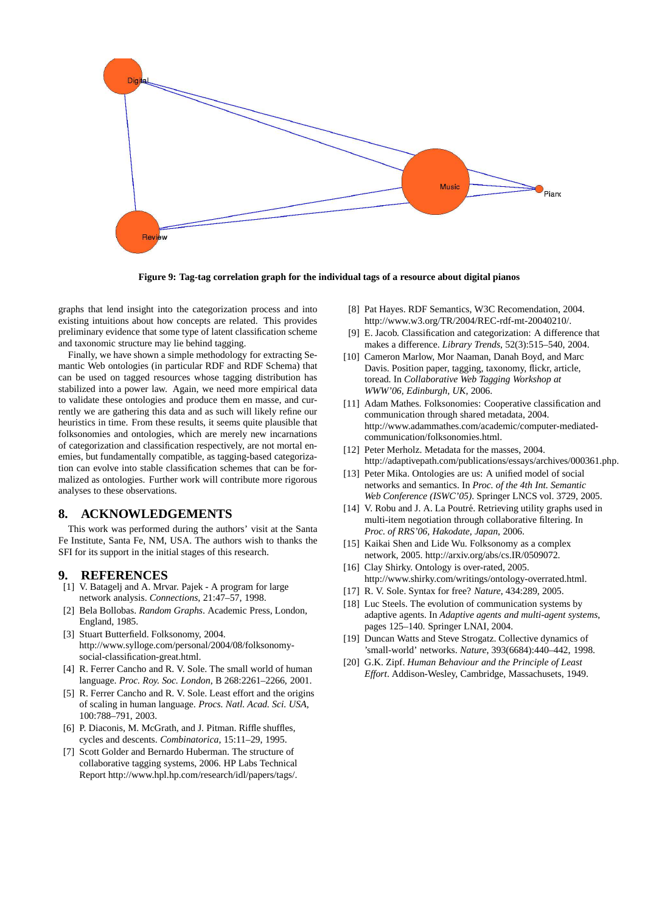Digital

Music

Piano

Review

**Figure 9: Tag-tag correlation graph for the individual tags of a resource about digital pianos**

graphs that lend insight into the categorization process and into existing intuitions about how concepts are related. This provides preliminary evidence that some type of latent classification scheme and taxonomic structure may lie behind tagging.

Finally, we have shown a simple methodology for extracting Semantic Web ontologies (in particular RDF and RDF Schema) that can be used on tagged resources whose tagging distribution has stabilized into a power law. Again, we need more empirical data to validate these ontologies and produce them en masse, and currently we are gathering this data and as such will likely refine our heuristics in time. From these results, it seems quite plausible that folksonomies and ontologies, which are merely new incarnations of categorization and classification respectively, are not mortal enemies, but fundamentally compatible, as tagging-based categorization can evolve into stable classification schemes that can be formalized as ontologies. Further work will contribute more rigorous analyses to these observations.

## 8. ACKNOWLEDGEMENTS

This work was performed during the authors' visit at the Santa Fe Institute, Santa Fe, NM, USA. The authors wish to thanks the SFI for its support in the initial stages of this research.

## 9. REFERENCES

[1] V. Batagelj and A. Mrvar. Pajek - A program for large network analysis. *Connections*, 21:47–57, 1998.

[2] Bela Bollobas. *Random Graphs*. Academic Press, London, England, 1985.

[3] Stuart Butterfield. Folksonomy, 2004. http://www.sylloge.com/personal/2004/08/folksonomy-social-classification-great.html.

[4] R. Ferrer Cancho and R. V. Sole. The small world of human language. *Proc. Roy. Soc. London*, B 268:2261–2266, 2001.

[5] R. Ferrer Cancho and R. V. Sole. Least effort and the origins of scaling in human language. *Procs. Natl. Acad. Sci. USA*, 100:788–791, 2003.

[6] P. Diaconis, M. McGrath, and J. Pitman. Riffle shuffles, cycles and descents. *Combinatorica*, 15:11–29, 1995.

[7] Scott Golder and Bernardo Huberman. The structure of collaborative tagging systems, 2006. HP Labs Technical Report http://www.hpl.hp.com/research/idl/papers/tags/.

[8] Pat Hayes. RDF Semantics, W3C Recomendation, 2004. http://www.w3.org/TR/2004/REC-rdf-mt-20040210/.

[9] E. Jacob. Classification and categorization: A difference that makes a difference. *Library Trends*, 52(3):515–540, 2004.

[10] Cameron Marlow, Mor Naaman, Danah Boyd, and Marc Davis. Position paper, tagging, taxonomy, flickr, article, toread. In *Collaborative Web Tagging Workshop at WWW'06, Edinburgh, UK*, 2006.

[11] Adam Mathes. Folksonomies: Cooperative classification and communication through shared metadata, 2004. http://www.adammathes.com/academic/computer-mediated-communication/folksonomies.html.

[12] Peter Merholz. Metadata for the masses, 2004. http://adaptivepath.com/publications/essays/archives/000361.php.

[13] Peter Mika. Ontologies are us: A unified model of social networks and semantics. In *Proc. of the 4th Int. Semantic Web Conference (ISWC'05)*. Springer LNCS vol. 3729, 2005.

[14] V. Robu and J. A. La Poutré. Retrieving utility graphs used in multi-item negotiation through collaborative filtering. In *Proc. of RRS'06, Hakodate, Japan*, 2006.

[15] Kaikai Shen and Lide Wu. Folksonomy as a complex network, 2005. http://arxiv.org/abs/cs.IR/0509072.

[16] Clay Shirky. Ontology is over-rated, 2005. http://www.shirky.com/writings/ontology-overrated.html.

[17] R. V. Sole. Syntax for free? *Nature*, 434:289, 2005.

[18] Luc Steels. The evolution of communication systems by adaptive agents. In *Adaptive agents and multi-agent systems*, pages 125–140. Springer LNAI, 2004.

[19] Duncan Watts and Steve Strogatz. Collective dynamics of 'small-world' networks. *Nature*, 393(6684):440–442, 1998.

[20] G.K. Zipf. *Human Behaviour and the Principle of Least Effort*. Addison-Wesley, Cambridge, Massachusets, 1949.